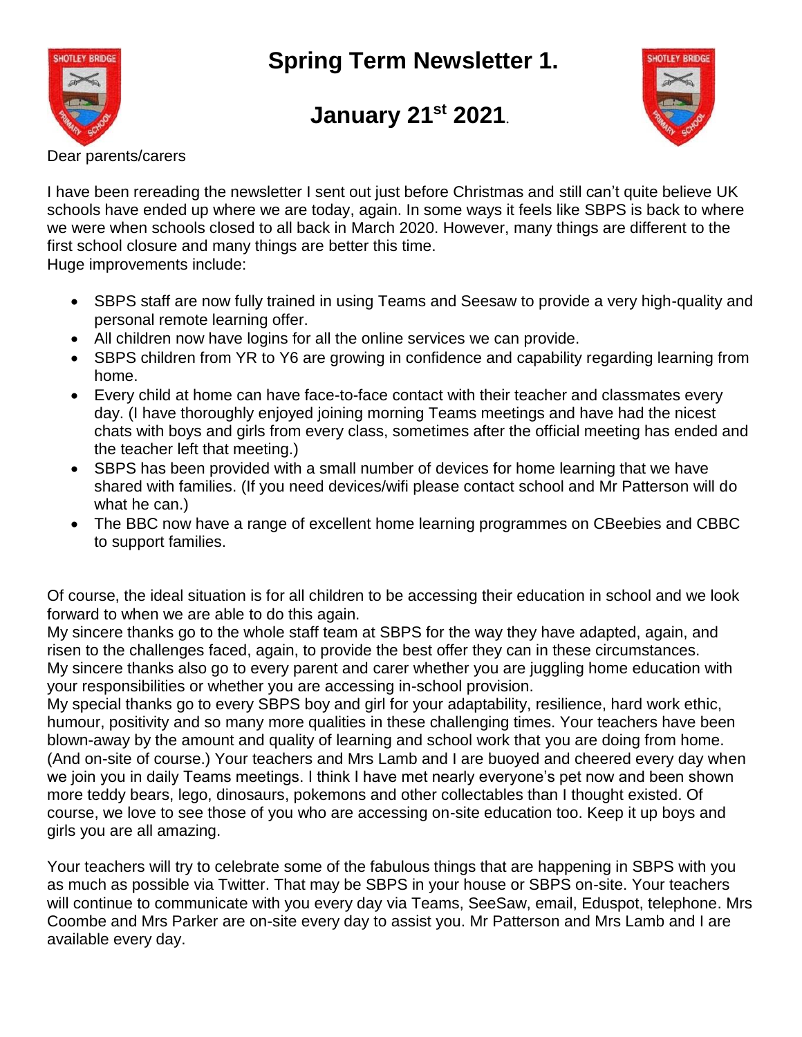# Spring Term Newsletter 1.

## January 21st 2021.

Dear parents/carers

I have been rereading the newsletter I sent out just before Christmas and still can't quite believe UK schools have ended up where we are today, again. In some ways it feels like SBPS is back to where we were when schools closed to all back in March 2020. However, many things are different to the first school closure and many things are better this time.
Huge improvements include:

- SBPS staff are now fully trained in using Teams and Seesaw to provide a very high-quality and personal remote learning offer.
- All children now have logins for all the online services we can provide.
- SBPS children from YR to Y6 are growing in confidence and capability regarding learning from home.
- Every child at home can have face-to-face contact with their teacher and classmates every day. (I have thoroughly enjoyed joining morning Teams meetings and have had the nicest chats with boys and girls from every class, sometimes after the official meeting has ended and the teacher left that meeting.)
- SBPS has been provided with a small number of devices for home learning that we have shared with families. (If you need devices/wifi please contact school and Mr Patterson will do what he can.)
- The BBC now have a range of excellent home learning programmes on CBeebies and CBBC to support families.

Of course, the ideal situation is for all children to be accessing their education in school and we look forward to when we are able to do this again.
My sincere thanks go to the whole staff team at SBPS for the way they have adapted, again, and risen to the challenges faced, again, to provide the best offer they can in these circumstances.
My sincere thanks also go to every parent and carer whether you are juggling home education with your responsibilities or whether you are accessing in-school provision.
My special thanks go to every SBPS boy and girl for your adaptability, resilience, hard work ethic, humour, positivity and so many more qualities in these challenging times. Your teachers have been blown-away by the amount and quality of learning and school work that you are doing from home. (And on-site of course.) Your teachers and Mrs Lamb and I are buoyed and cheered every day when we join you in daily Teams meetings. I think I have met nearly everyone's pet now and been shown more teddy bears, lego, dinosaurs, pokemons and other collectables than I thought existed. Of course, we love to see those of you who are accessing on-site education too. Keep it up boys and girls you are all amazing.

Your teachers will try to celebrate some of the fabulous things that are happening in SBPS with you as much as possible via Twitter. That may be SBPS in your house or SBPS on-site. Your teachers will continue to communicate with you every day via Teams, SeeSaw, email, Eduspot, telephone. Mrs Coombe and Mrs Parker are on-site every day to assist you. Mr Patterson and Mrs Lamb and I are available every day.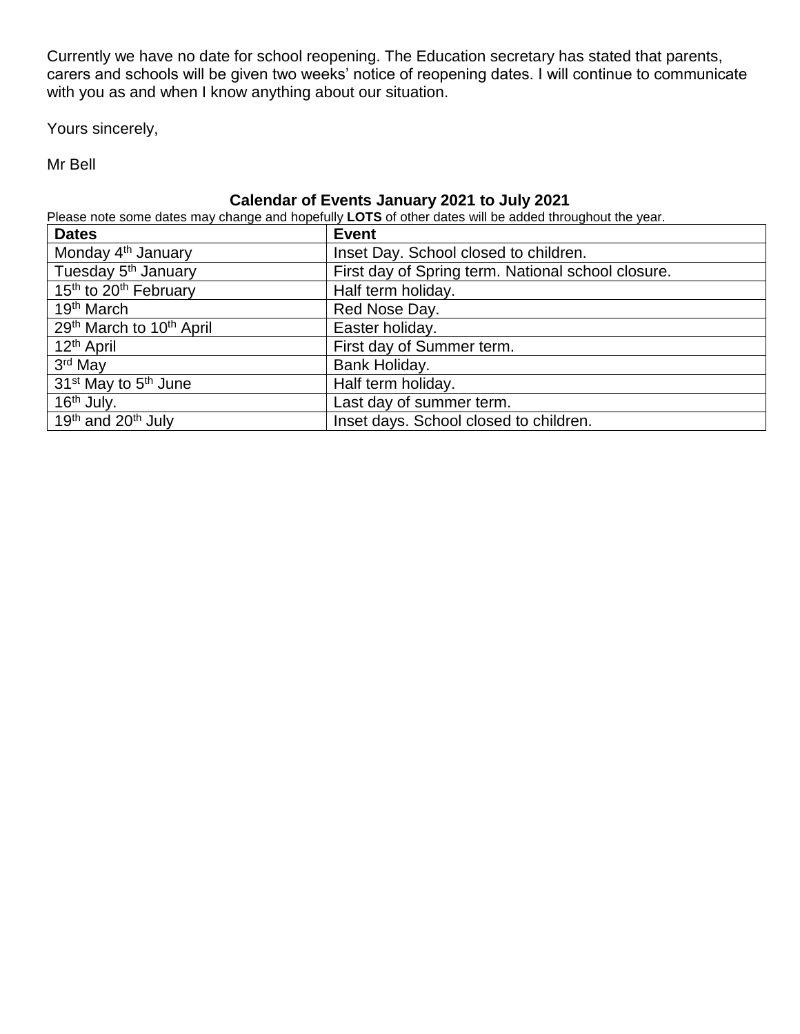Currently we have no date for school reopening. The Education secretary has stated that parents, carers and schools will be given two weeks' notice of reopening dates. I will continue to communicate with you as and when I know anything about our situation.

Yours sincerely,

Mr Bell

## Calendar of Events January 2021 to July 2021

Please note some dates may change and hopefully **LOTS** of other dates will be added throughout the year.

| **Dates** | **Event** |
|---|---|
| Monday 4th January | Inset Day. School closed to children. |
| Tuesday 5th January | First day of Spring term. National school closure. |
| 15th to 20th February | Half term holiday. |
| 19th March | Red Nose Day. |
| 29th March to 10th April | Easter holiday. |
| 12th April | First day of Summer term. |
| 3rd May | Bank Holiday. |
| 31st May to 5th June | Half term holiday. |
| 16th July. | Last day of summer term. |
| 19th and 20th July | Inset days. School closed to children. |